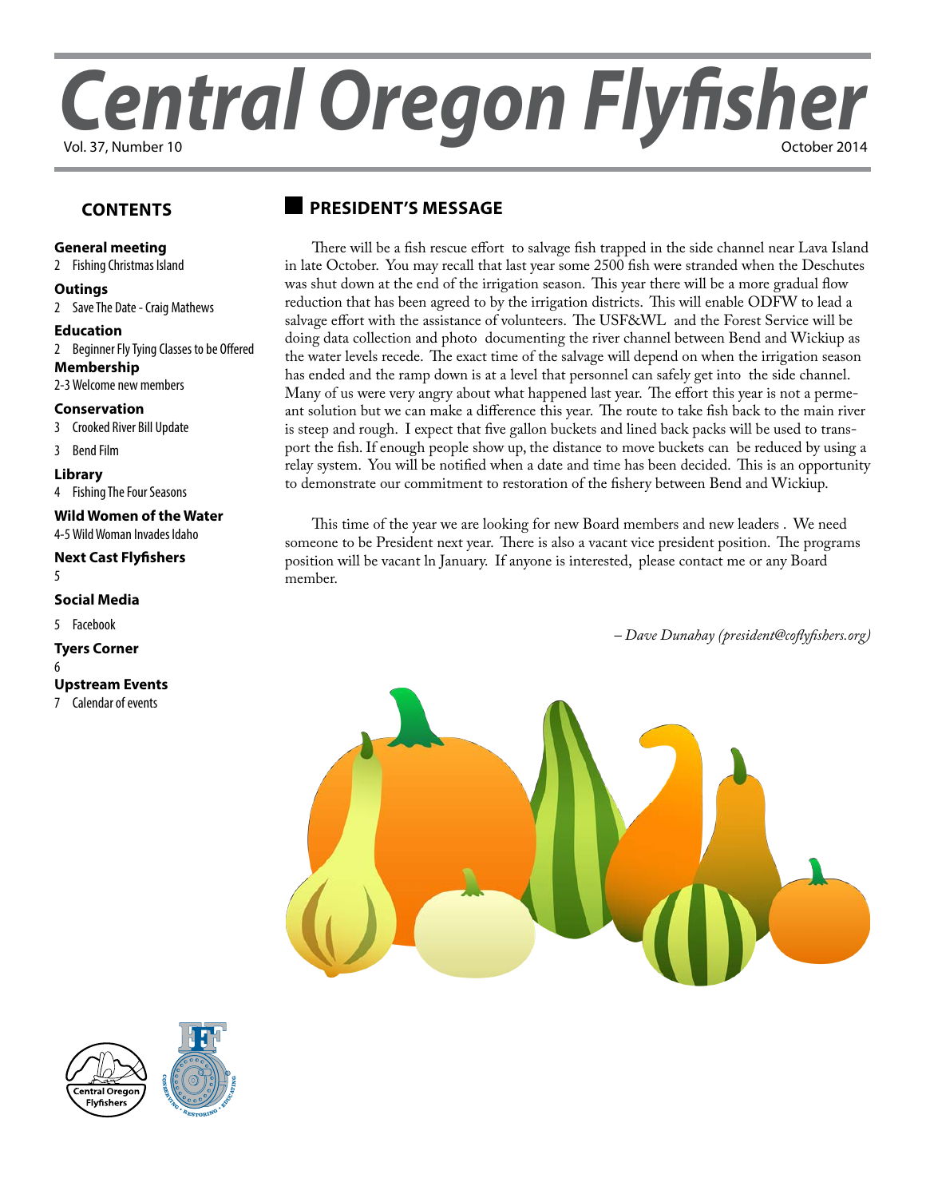# Central Oregon Flyfisher

Vol. 37, Number 10 October 2014

## CONTENTS

**General meeting**
2 Fishing Christmas Island

**Outings**
2 Save The Date - Craig Mathews

**Education**
2 Beginner Fly Tying Classes to be Offered

**Membership**
2-3 Welcome new members

**Conservation**
3 Crooked River Bill Update
3 Bend Film

**Library**
4 Fishing The Four Seasons

**Wild Women of the Water**
4-5 Wild Woman Invades Idaho

**Next Cast Flyfishers**
5

**Social Media**
5 Facebook

**Tyers Corner**
6

**Upstream Events**
7 Calendar of events

## PRESIDENT'S MESSAGE

There will be a fish rescue effort to salvage fish trapped in the side channel near Lava Island in late October. You may recall that last year some 2500 fish were stranded when the Deschutes was shut down at the end of the irrigation season. This year there will be a more gradual flow reduction that has been agreed to by the irrigation districts. This will enable ODFW to lead a salvage effort with the assistance of volunteers. The USF&WL and the Forest Service will be doing data collection and photo documenting the river channel between Bend and Wickiup as the water levels recede. The exact time of the salvage will depend on when the irrigation season has ended and the ramp down is at a level that personnel can safely get into the side channel. Many of us were very angry about what happened last year. The effort this year is not a permeant solution but we can make a difference this year. The route to take fish back to the main river is steep and rough. I expect that five gallon buckets and lined back packs will be used to transport the fish. If enough people show up, the distance to move buckets can be reduced by using a relay system. You will be notified when a date and time has been decided. This is an opportunity to demonstrate our commitment to restoration of the fishery between Bend and Wickiup.

This time of the year we are looking for new Board members and new leaders . We need someone to be President next year. There is also a vacant vice president position. The programs position will be vacant In January. If anyone is interested, please contact me or any Board member.

*– Dave Dunahay (president@coflyfishers.org)*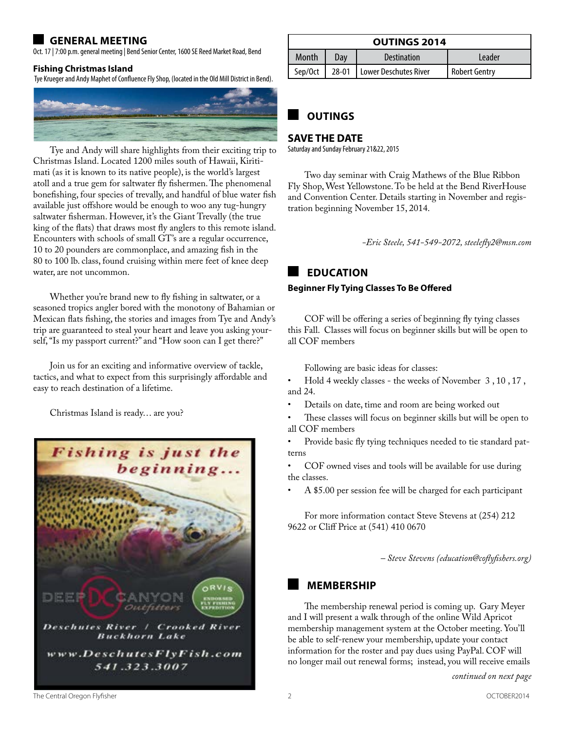## GENERAL MEETING

Oct. 17 | 7:00 p.m. general meeting | Bend Senior Center, 1600 SE Reed Market Road, Bend

### Fishing Christmas Island

Tye Krueger and Andy Maphet of Confluence Fly Shop, (located in the Old Mill District in Bend).

Tye and Andy will share highlights from their exciting trip to Christmas Island. Located 1200 miles south of Hawaii, Kiritimati (as it is known to its native people), is the world's largest atoll and a true gem for saltwater fly fishermen. The phenomenal bonefishing, four species of trevally, and handful of blue water fish available just offshore would be enough to woo any tug-hungry saltwater fisherman. However, it's the Giant Trevally (the true king of the flats) that draws most fly anglers to this remote island. Encounters with schools of small GT's are a regular occurrence, 10 to 20 pounders are commonplace, and amazing fish in the 80 to 100 lb. class, found cruising within mere feet of knee deep water, are not uncommon.

Whether you're brand new to fly fishing in saltwater, or a seasoned tropics angler bored with the monotony of Bahamian or Mexican flats fishing, the stories and images from Tye and Andy's trip are guaranteed to steal your heart and leave you asking yourself, "Is my passport current?" and "How soon can I get there?"

Join us for an exciting and informative overview of tackle, tactics, and what to expect from this surprisingly affordable and easy to reach destination of a lifetime.

Christmas Island is ready… are you?

Fishing is just the beginning...

DEEP CANYON Outfitters

ORVIS ENDORSED FLY FISHING EXPEDITION

Deschutes River / Crooked River Buckhorn Lake

www.DeschutesFlyFish.com

541.323.3007

| OUTINGS 2014 | | | |
|---|---|---|---|
| Month | Day | Destination | Leader |
| Sep/Oct | 28-01 | Lower Deschutes River | Robert Gentry |

## OUTINGS

### SAVE THE DATE

Saturday and Sunday February 21&22, 2015

Two day seminar with Craig Mathews of the Blue Ribbon Fly Shop, West Yellowstone. To be held at the Bend RiverHouse and Convention Center. Details starting in November and registration beginning November 15, 2014.

*-Eric Steele, 541-549-2072, steelefly2@msn.com*

## EDUCATION

### Beginner Fly Tying Classes To Be Offered

COF will be offering a series of beginning fly tying classes this Fall. Classes will focus on beginner skills but will be open to all COF members

Following are basic ideas for classes:

- Hold 4 weekly classes - the weeks of November 3 , 10 , 17 , and 24.
- Details on date, time and room are being worked out
- These classes will focus on beginner skills but will be open to all COF members
- Provide basic fly tying techniques needed to tie standard patterns
- COF owned vises and tools will be available for use during the classes.
- A $5.00 per session fee will be charged for each participant

For more information contact Steve Stevens at (254) 212 9622 or Cliff Price at (541) 410 0670

*– Steve Stevens (education@coflyfishers.org)*

## MEMBERSHIP

The membership renewal period is coming up. Gary Meyer and I will present a walk through of the online Wild Apricot membership management system at the October meeting. You'll be able to self-renew your membership, update your contact information for the roster and pay dues using PayPal. COF will no longer mail out renewal forms; instead, you will receive emails

*continued on next page*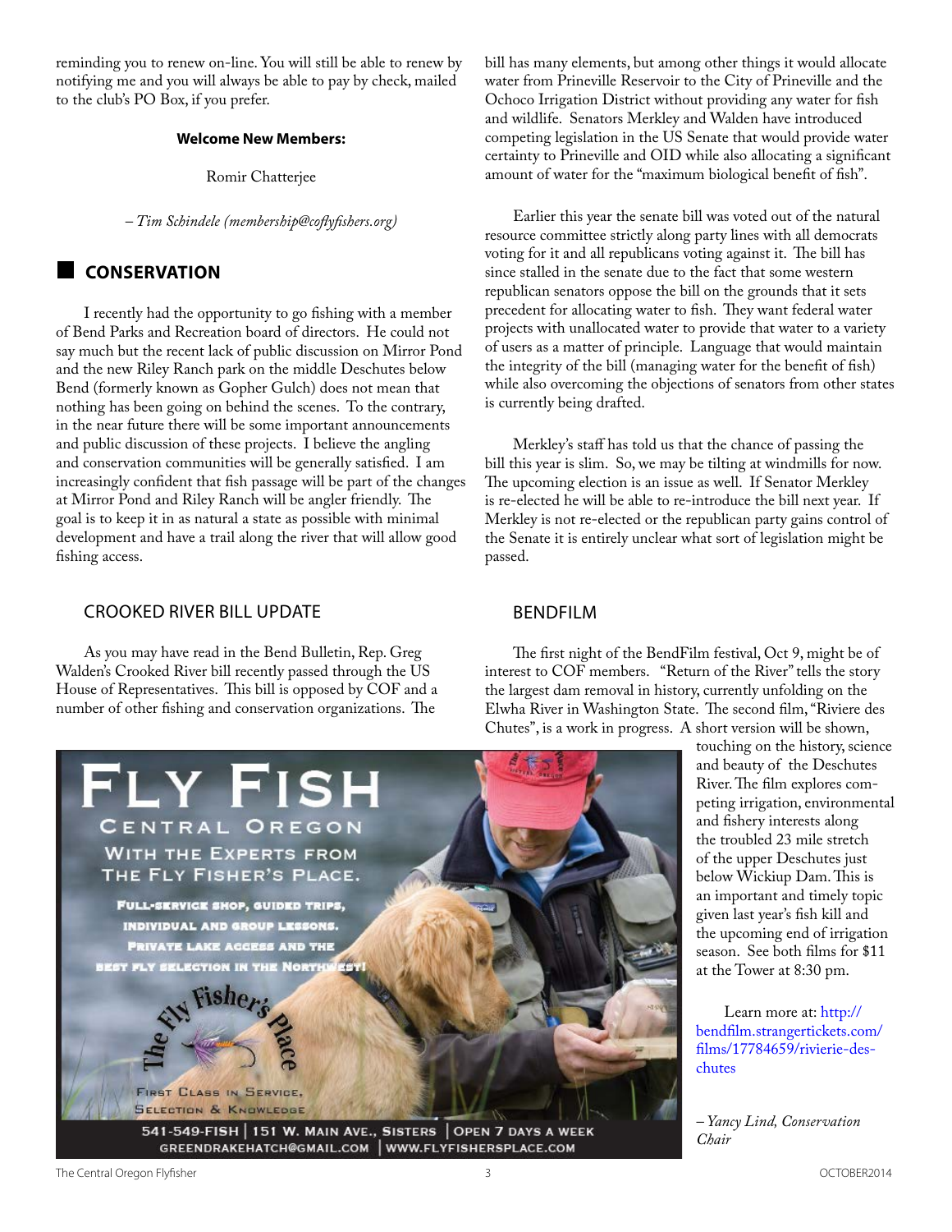reminding you to renew on-line. You will still be able to renew by notifying me and you will always be able to pay by check, mailed to the club's PO Box, if you prefer.

**Welcome New Members:**

Romir Chatterjee

*– Tim Schindele (membership@coflyfishers.org)*

## CONSERVATION

I recently had the opportunity to go fishing with a member of Bend Parks and Recreation board of directors. He could not say much but the recent lack of public discussion on Mirror Pond and the new Riley Ranch park on the middle Deschutes below Bend (formerly known as Gopher Gulch) does not mean that nothing has been going on behind the scenes. To the contrary, in the near future there will be some important announcements and public discussion of these projects. I believe the angling and conservation communities will be generally satisfied. I am increasingly confident that fish passage will be part of the changes at Mirror Pond and Riley Ranch will be angler friendly. The goal is to keep it in as natural a state as possible with minimal development and have a trail along the river that will allow good fishing access.

### CROOKED RIVER BILL UPDATE

As you may have read in the Bend Bulletin, Rep. Greg Walden's Crooked River bill recently passed through the US House of Representatives. This bill is opposed by COF and a number of other fishing and conservation organizations. The bill has many elements, but among other things it would allocate water from Prineville Reservoir to the City of Prineville and the Ochoco Irrigation District without providing any water for fish and wildlife. Senators Merkley and Walden have introduced competing legislation in the US Senate that would provide water certainty to Prineville and OID while also allocating a significant amount of water for the "maximum biological benefit of fish".

Earlier this year the senate bill was voted out of the natural resource committee strictly along party lines with all democrats voting for it and all republicans voting against it. The bill has since stalled in the senate due to the fact that some western republican senators oppose the bill on the grounds that it sets precedent for allocating water to fish. They want federal water projects with unallocated water to provide that water to a variety of users as a matter of principle. Language that would maintain the integrity of the bill (managing water for the benefit of fish) while also overcoming the objections of senators from other states is currently being drafted.

Merkley's staff has told us that the chance of passing the bill this year is slim. So, we may be tilting at windmills for now. The upcoming election is an issue as well. If Senator Merkley is re-elected he will be able to re-introduce the bill next year. If Merkley is not re-elected or the republican party gains control of the Senate it is entirely unclear what sort of legislation might be passed.

### BENDFILM

The first night of the BendFilm festival, Oct 9, might be of interest to COF members. "Return of the River" tells the story the largest dam removal in history, currently unfolding on the Elwha River in Washington State. The second film, "Riviere des Chutes", is a work in progress. A short version will be shown, touching on the history, science and beauty of the Deschutes River. The film explores competing irrigation, environmental and fishery interests along the troubled 23 mile stretch of the upper Deschutes just below Wickiup Dam. This is an important and timely topic given last year's fish kill and the upcoming end of irrigation season. See both films for $11 at the Tower at 8:30 pm.

Learn more at: http://bendfilm.strangertickets.com/films/17784659/rivierie-des-chutes

*– Yancy Lind, Conservation Chair*

**FLY FISH CENTRAL OREGON**
WITH THE EXPERTS FROM THE FLY FISHER'S PLACE.

FULL-SERVICE SHOP, GUIDED TRIPS, INDIVIDUAL AND GROUP LESSONS. PRIVATE LAKE ACCESS AND THE BEST FLY SELECTION IN THE NORTHWEST!

The Fly Fisher's Place
FIRST CLASS IN SERVICE, SELECTION & KNOWLEDGE

541-549-FISH | 151 W. MAIN AVE., SISTERS | OPEN 7 DAYS A WEEK
GREENDRAKEHATCH@GMAIL.COM | WWW.FLYFISHERSPLACE.COM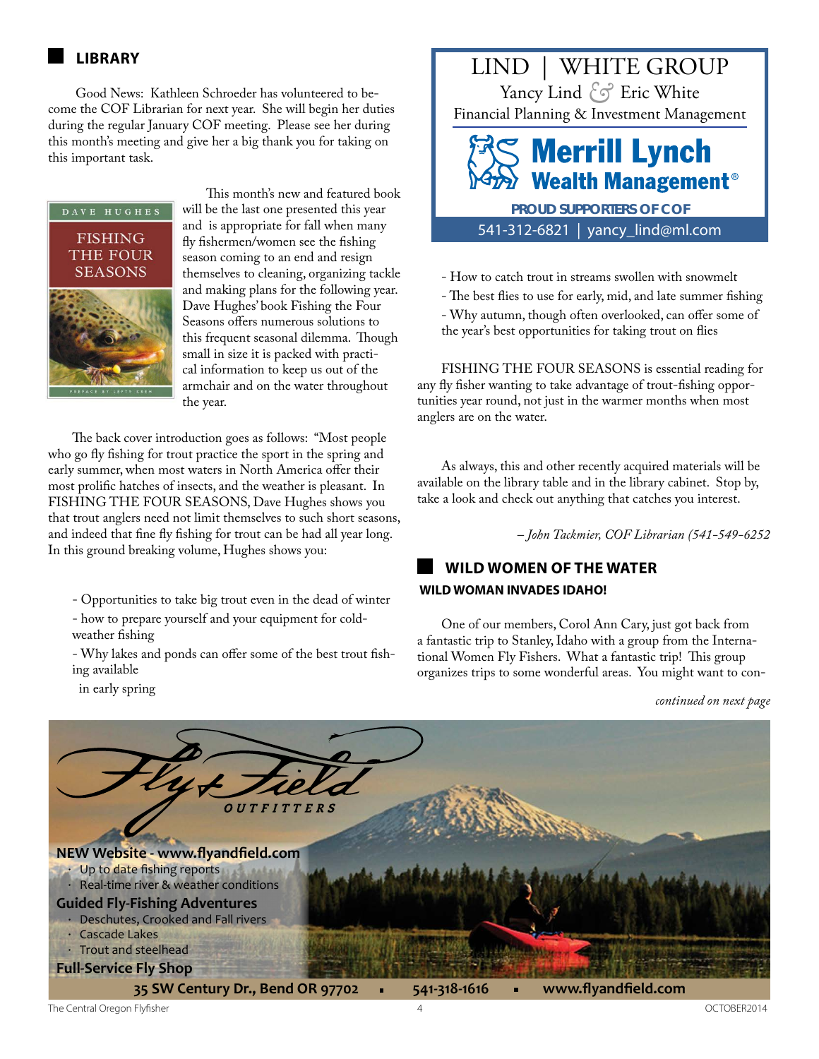## LIBRARY

Good News: Kathleen Schroeder has volunteered to become the COF Librarian for next year. She will begin her duties during the regular January COF meeting. Please see her during this month's meeting and give her a big thank you for taking on this important task.

This month's new and featured book will be the last one presented this year and is appropriate for fall when many fly fishermen/women see the fishing season coming to an end and resign themselves to cleaning, organizing tackle and making plans for the following year. Dave Hughes' book Fishing the Four Seasons offers numerous solutions to this frequent seasonal dilemma. Though small in size it is packed with practical information to keep us out of the armchair and on the water throughout the year.

The back cover introduction goes as follows: "Most people who go fly fishing for trout practice the sport in the spring and early summer, when most waters in North America offer their most prolific hatches of insects, and the weather is pleasant. In FISHING THE FOUR SEASONS, Dave Hughes shows you that trout anglers need not limit themselves to such short seasons, and indeed that fine fly fishing for trout can be had all year long. In this ground breaking volume, Hughes shows you:

- Opportunities to take big trout even in the dead of winter
- how to prepare yourself and your equipment for cold-weather fishing
- Why lakes and ponds can offer some of the best trout fishing available in early spring
- How to catch trout in streams swollen with snowmelt
- The best flies to use for early, mid, and late summer fishing
- Why autumn, though often overlooked, can offer some of the year's best opportunities for taking trout on flies

FISHING THE FOUR SEASONS is essential reading for any fly fisher wanting to take advantage of trout-fishing opportunities year round, not just in the warmer months when most anglers are on the water.

As always, this and other recently acquired materials will be available on the library table and in the library cabinet. Stop by, take a look and check out anything that catches you interest.

*– John Tackmier, COF Librarian (541-549-6252*

LIND | WHITE GROUP
Yancy Lind & Eric White
Financial Planning & Investment Management
Merrill Lynch Wealth Management®
PROUD SUPPORTERS OF COF
541-312-6821 | yancy_lind@ml.com

## WILD WOMEN OF THE WATER

### WILD WOMAN INVADES IDAHO!

One of our members, Corol Ann Cary, just got back from a fantastic trip to Stanley, Idaho with a group from the International Women Fly Fishers. What a fantastic trip! This group organizes trips to some wonderful areas. You might want to con-

*continued on next page*

Fly & Field OUTFITTERS

**NEW Website - www.flyandfield.com**
- Up to date fishing reports
- Real-time river & weather conditions

**Guided Fly-Fishing Adventures**
- Deschutes, Crooked and Fall rivers
- Cascade Lakes
- Trout and steelhead

**Full-Service Fly Shop**

35 SW Century Dr., Bend OR 97702 ▪ 541-318-1616 ▪ www.flyandfield.com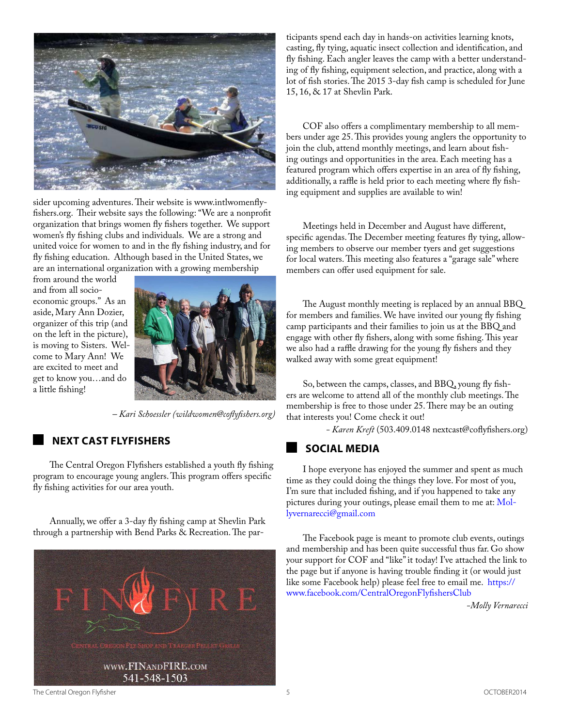sider upcoming adventures. Their website is www.intlwomenflyfishers.org. Their website says the following: "We are a nonprofit organization that brings women fly fishers together. We support women's fly fishing clubs and individuals. We are a strong and united voice for women to and in the fly fishing industry, and for fly fishing education. Although based in the United States, we are an international organization with a growing membership from around the world and from all socio-economic groups." As an aside, Mary Ann Dozier, organizer of this trip (and on the left in the picture), is moving to Sisters. Welcome to Mary Ann! We are excited to meet and get to know you…and do a little fishing!

*– Kari Schoessler (wildwomen@coflyfishers.org)*

## NEXT CAST FLYFISHERS

The Central Oregon Flyfishers established a youth fly fishing program to encourage young anglers. This program offers specific fly fishing activities for our area youth.

Annually, we offer a 3-day fly fishing camp at Shevlin Park through a partnership with Bend Parks & Recreation. The participants spend each day in hands-on activities learning knots, casting, fly tying, aquatic insect collection and identification, and fly fishing. Each angler leaves the camp with a better understanding of fly fishing, equipment selection, and practice, along with a lot of fish stories. The 2015 3-day fish camp is scheduled for June 15, 16, & 17 at Shevlin Park.

COF also offers a complimentary membership to all members under age 25. This provides young anglers the opportunity to join the club, attend monthly meetings, and learn about fishing outings and opportunities in the area. Each meeting has a featured program which offers expertise in an area of fly fishing, additionally, a raffle is held prior to each meeting where fly fishing equipment and supplies are available to win!

Meetings held in December and August have different, specific agendas. The December meeting features fly tying, allowing members to observe our member tyers and get suggestions for local waters. This meeting also features a "garage sale" where members can offer used equipment for sale.

The August monthly meeting is replaced by an annual BBQ for members and families. We have invited our young fly fishing camp participants and their families to join us at the BBQ and engage with other fly fishers, along with some fishing. This year we also had a raffle drawing for the young fly fishers and they walked away with some great equipment!

So, between the camps, classes, and BBQ, young fly fishers are welcome to attend all of the monthly club meetings. The membership is free to those under 25. There may be an outing that interests you! Come check it out!

- *Karen Kreft* (503.409.0148 nextcast@coflyfishers.org)

## SOCIAL MEDIA

I hope everyone has enjoyed the summer and spent as much time as they could doing the things they love. For most of you, I'm sure that included fishing, and if you happened to take any pictures during your outings, please email them to me at: Mollyvernarecci@gmail.com

The Facebook page is meant to promote club events, outings and membership and has been quite successful thus far. Go show your support for COF and "like" it today! I've attached the link to the page but if anyone is having trouble finding it (or would just like some Facebook help) please feel free to email me. https://www.facebook.com/CentralOregonFlyfishersClub

*-Molly Vernarecci*

FIN & FIRE

CENTRAL OREGON FLY SHOP AND TRAEGER PELLET GRILLS

www.FINANDFIRE.com

541-548-1503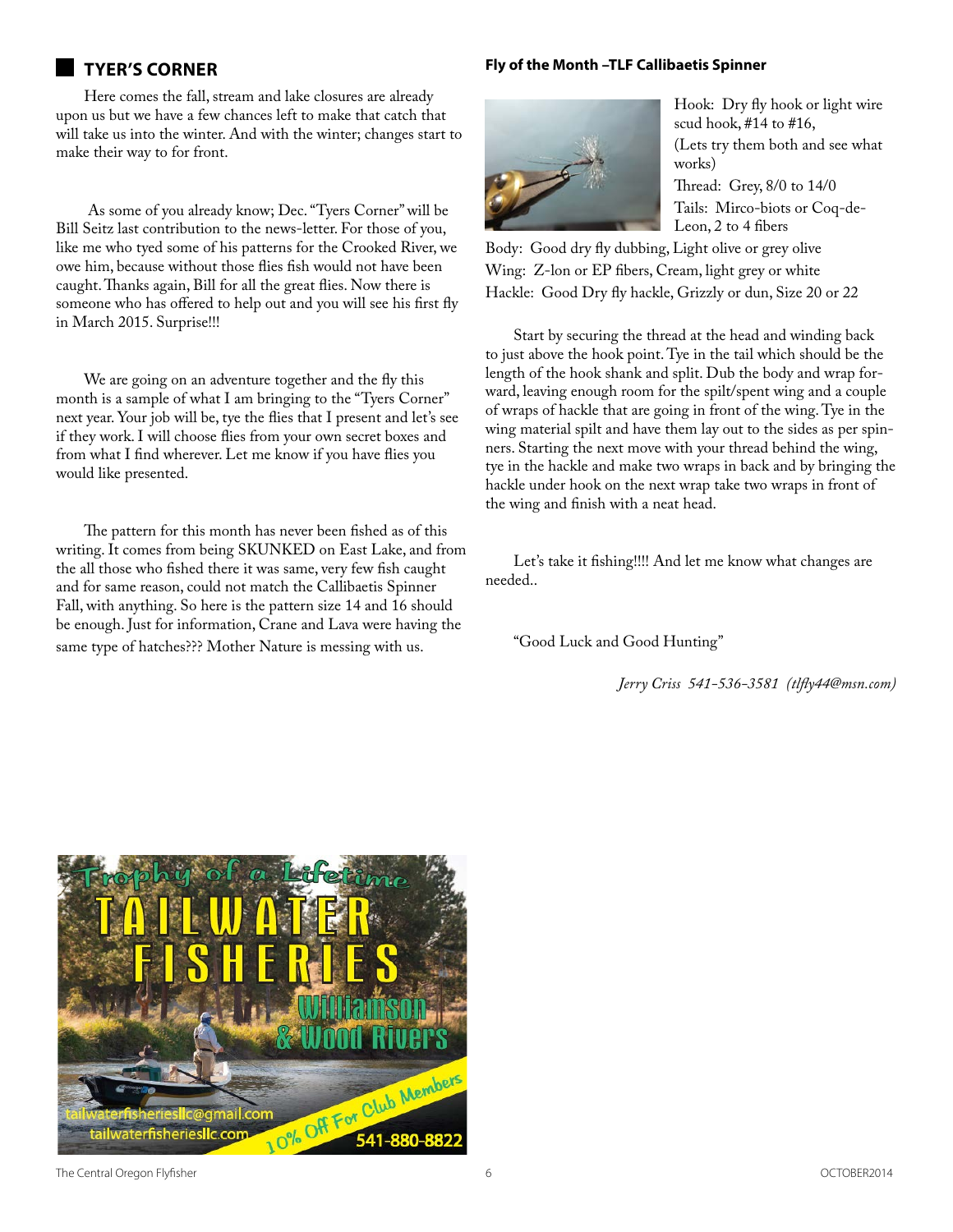## TYER'S CORNER

Here comes the fall, stream and lake closures are already upon us but we have a few chances left to make that catch that will take us into the winter. And with the winter; changes start to make their way to for front.

As some of you already know; Dec. "Tyers Corner" will be Bill Seitz last contribution to the news-letter. For those of you, like me who tyed some of his patterns for the Crooked River, we owe him, because without those flies fish would not have been caught. Thanks again, Bill for all the great flies. Now there is someone who has offered to help out and you will see his first fly in March 2015. Surprise!!!

We are going on an adventure together and the fly this month is a sample of what I am bringing to the "Tyers Corner" next year. Your job will be, tye the flies that I present and let's see if they work. I will choose flies from your own secret boxes and from what I find wherever. Let me know if you have flies you would like presented.

The pattern for this month has never been fished as of this writing. It comes from being SKUNKED on East Lake, and from the all those who fished there it was same, very few fish caught and for same reason, could not match the Callibaetis Spinner Fall, with anything. So here is the pattern size 14 and 16 should be enough. Just for information, Crane and Lava were having the same type of hatches??? Mother Nature is messing with us.

### Fly of the Month –TLF Callibaetis Spinner

Hook: Dry fly hook or light wire scud hook, #14 to #16, (Lets try them both and see what works)

Thread: Grey, 8/0 to 14/0

Tails: Mirco-biots or Coq-de-Leon, 2 to 4 fibers

Body: Good dry fly dubbing, Light olive or grey olive

Wing: Z-lon or EP fibers, Cream, light grey or white

Hackle: Good Dry fly hackle, Grizzly or dun, Size 20 or 22

Start by securing the thread at the head and winding back to just above the hook point. Tye in the tail which should be the length of the hook shank and split. Dub the body and wrap forward, leaving enough room for the spilt/spent wing and a couple of wraps of hackle that are going in front of the wing. Tye in the wing material spilt and have them lay out to the sides as per spinners. Starting the next move with your thread behind the wing, tye in the hackle and make two wraps in back and by bringing the hackle under hook on the next wrap take two wraps in front of the wing and finish with a neat head.

Let's take it fishing!!!! And let me know what changes are needed..

"Good Luck and Good Hunting"

*Jerry Criss 541-536-3581 (tlfly44@msn.com)*

Trophy of a Lifetime
TAILWATER FISHERIES
Williamson & Wood Rivers
tailwaterfisheriesllc@gmail.com
tailwaterfisheriesllc.com
10% Off For Club Members
541-880-8822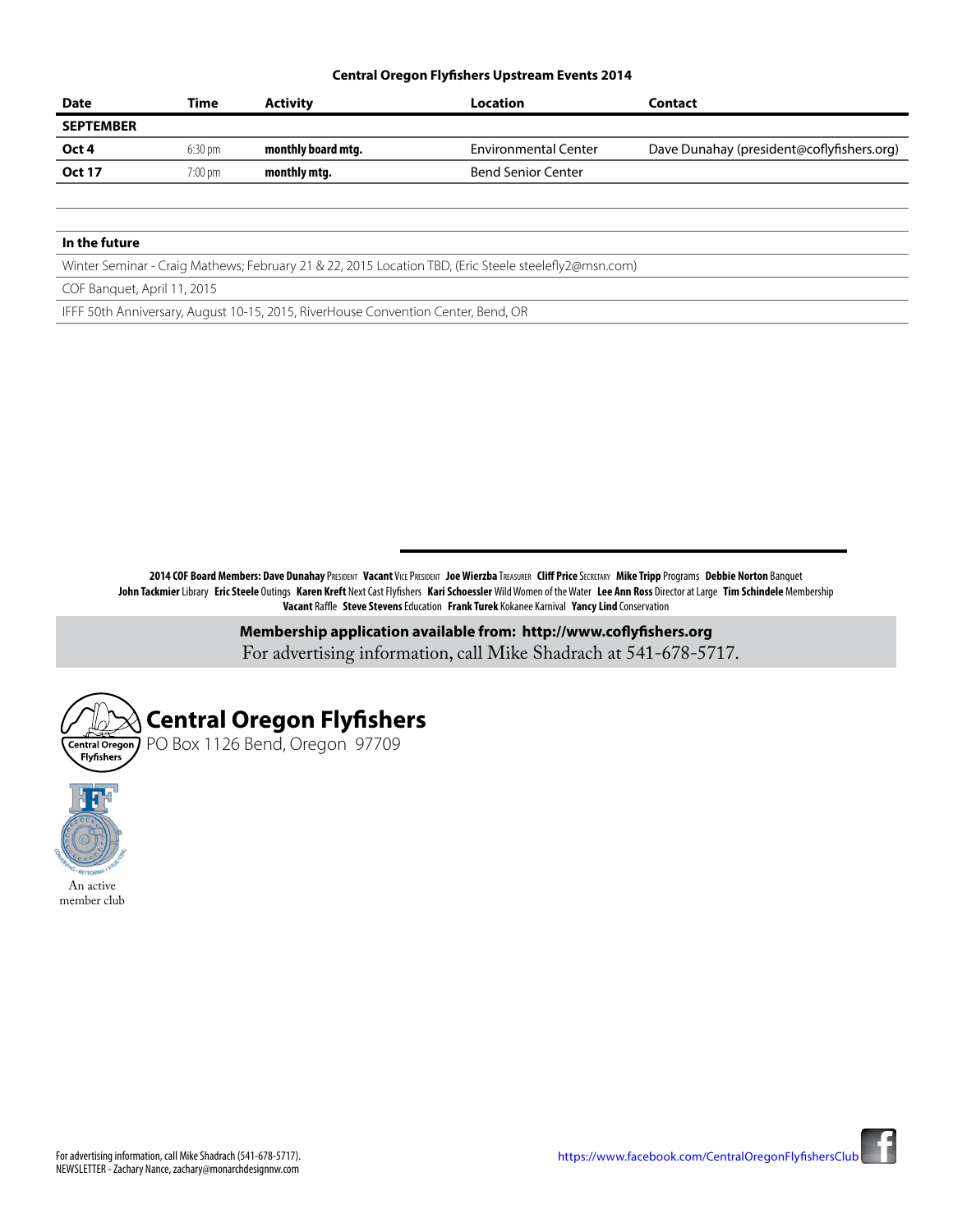**Central Oregon Flyfishers Upstream Events 2014**

| Date | Time | Activity | Location | Contact |
|---|---|---|---|---|
| **SEPTEMBER** | | | | |
| **Oct 4** | 6:30 pm | **monthly board mtg.** | Environmental Center | Dave Dunahay (president@coflyfishers.org) |
| **Oct 17** | 7:00 pm | **monthly mtg.** | Bend Senior Center | |

**In the future**

Winter Seminar - Craig Mathews; February 21 & 22, 2015 Location TBD, (Eric Steele steelefly2@msn.com)

COF Banquet, April 11, 2015

IFFF 50th Anniversary, August 10-15, 2015, RiverHouse Convention Center, Bend, OR

**2014 COF Board Members: Dave Dunahay** President **Vacant** Vice President **Joe Wierzba** Treasurer **Cliff Price** Secretary **Mike Tripp** Programs **Debbie Norton** Banquet **John Tackmier** Library **Eric Steele** Outings **Karen Kreft** Next Cast Flyfishers **Kari Schoessler** Wild Women of the Water **Lee Ann Ross** Director at Large **Tim Schindele** Membership **Vacant** Raffle **Steve Stevens** Education **Frank Turek** Kokanee Karnival **Yancy Lind** Conservation

**Membership application available from: http://www.coflyfishers.org**

For advertising information, call Mike Shadrach at 541-678-5717.

## Central Oregon Flyfishers

PO Box 1126 Bend, Oregon 97709

An active member club

For advertising information, call Mike Shadrach (541-678-5717).
NEWSLETTER - Zachary Nance, zachary@monarchdesignnw.com

https://www.facebook.com/CentralOregonFlyfishersClub